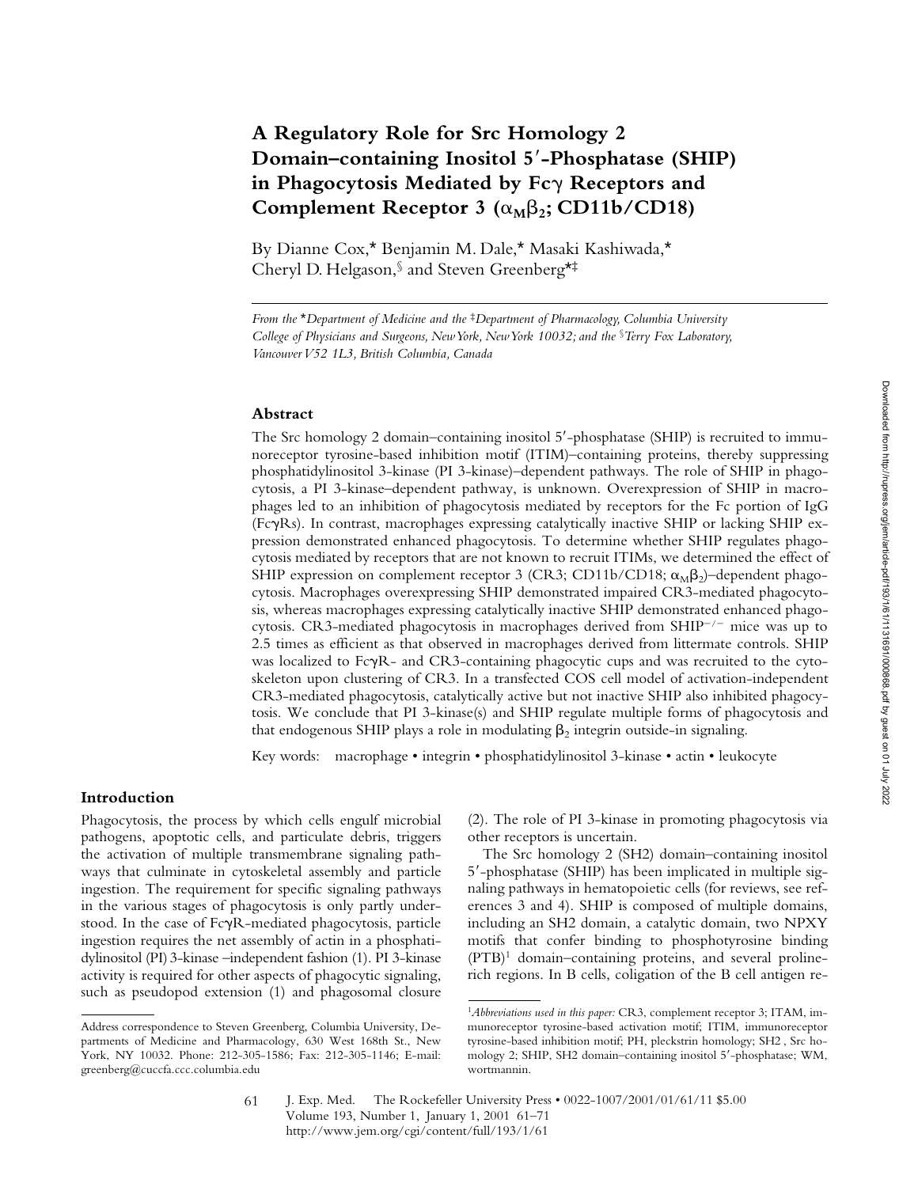# A Regulatory Role for Src Homology 2 Domain–containing Inositol 5′-Phosphatase (SHIP) in Phagocytosis Mediated by Fcγ Receptors and Complement Receptor 3 ($\alpha_M\beta_2$; CD11b/CD18)

By Dianne Cox,* Benjamin M. Dale,* Masaki Kashiwada,* Cheryl D. Helgason,§ and Steven Greenberg*‡

*From the \*Department of Medicine and the ‡Department of Pharmacology, Columbia University College of Physicians and Surgeons, New York, New York 10032; and the §Terry Fox Laboratory, Vancouver V52 1L3, British Columbia, Canada*

## Abstract

The Src homology 2 domain–containing inositol 5′-phosphatase (SHIP) is recruited to immunoreceptor tyrosine-based inhibition motif (ITIM)–containing proteins, thereby suppressing phosphatidylinositol 3-kinase (PI 3-kinase)–dependent pathways. The role of SHIP in phagocytosis, a PI 3-kinase–dependent pathway, is unknown. Overexpression of SHIP in macrophages led to an inhibition of phagocytosis mediated by receptors for the Fc portion of IgG (FcγRs). In contrast, macrophages expressing catalytically inactive SHIP or lacking SHIP expression demonstrated enhanced phagocytosis. To determine whether SHIP regulates phagocytosis mediated by receptors that are not known to recruit ITIMs, we determined the effect of SHIP expression on complement receptor 3 (CR3; CD11b/CD18; $\alpha_M\beta_2$)–dependent phagocytosis. Macrophages overexpressing SHIP demonstrated impaired CR3-mediated phagocytosis, whereas macrophages expressing catalytically inactive SHIP demonstrated enhanced phagocytosis. CR3-mediated phagocytosis in macrophages derived from SHIP$^{-/-}$ mice was up to 2.5 times as efficient as that observed in macrophages derived from littermate controls. SHIP was localized to FcγR- and CR3-containing phagocytic cups and was recruited to the cytoskeleton upon clustering of CR3. In a transfected COS cell model of activation-independent CR3-mediated phagocytosis, catalytically active but not inactive SHIP also inhibited phagocytosis. We conclude that PI 3-kinase(s) and SHIP regulate multiple forms of phagocytosis and that endogenous SHIP plays a role in modulating $\beta_2$ integrin outside-in signaling.

Key words: macrophage • integrin • phosphatidylinositol 3-kinase • actin • leukocyte

## Introduction

Phagocytosis, the process by which cells engulf microbial pathogens, apoptotic cells, and particulate debris, triggers the activation of multiple transmembrane signaling pathways that culminate in cytoskeletal assembly and particle ingestion. The requirement for specific signaling pathways in the various stages of phagocytosis is only partly understood. In the case of FcγR-mediated phagocytosis, particle ingestion requires the net assembly of actin in a phosphatidylinositol (PI) 3-kinase–independent fashion (1). PI 3-kinase activity is required for other aspects of phagocytic signaling, such as pseudopod extension (1) and phagosomal closure (2). The role of PI 3-kinase in promoting phagocytosis via other receptors is uncertain.

The Src homology 2 (SH2) domain–containing inositol 5′-phosphatase (SHIP) has been implicated in multiple signaling pathways in hematopoietic cells (for reviews, see references 3 and 4). SHIP is composed of multiple domains, including an SH2 domain, a catalytic domain, two NPXY motifs that confer binding to phosphotyrosine binding (PTB)[1] domain–containing proteins, and several proline-rich regions. In B cells, coligation of the B cell antigen re-

---

Address correspondence to Steven Greenberg, Columbia University, Departments of Medicine and Pharmacology, 630 West 168th St., New York, NY 10032. Phone: 212-305-1586; Fax: 212-305-1146; E-mail: greenberg@cuccfa.ccc.columbia.edu

[1]*Abbreviations used in this paper:* CR3, complement receptor 3; ITAM, immunoreceptor tyrosine-based activation motif; ITIM, immunoreceptor tyrosine-based inhibition motif; PH, pleckstrin homology; SH2, Src homology 2; SHIP, SH2 domain–containing inositol 5′-phosphatase; WM, wortmannin.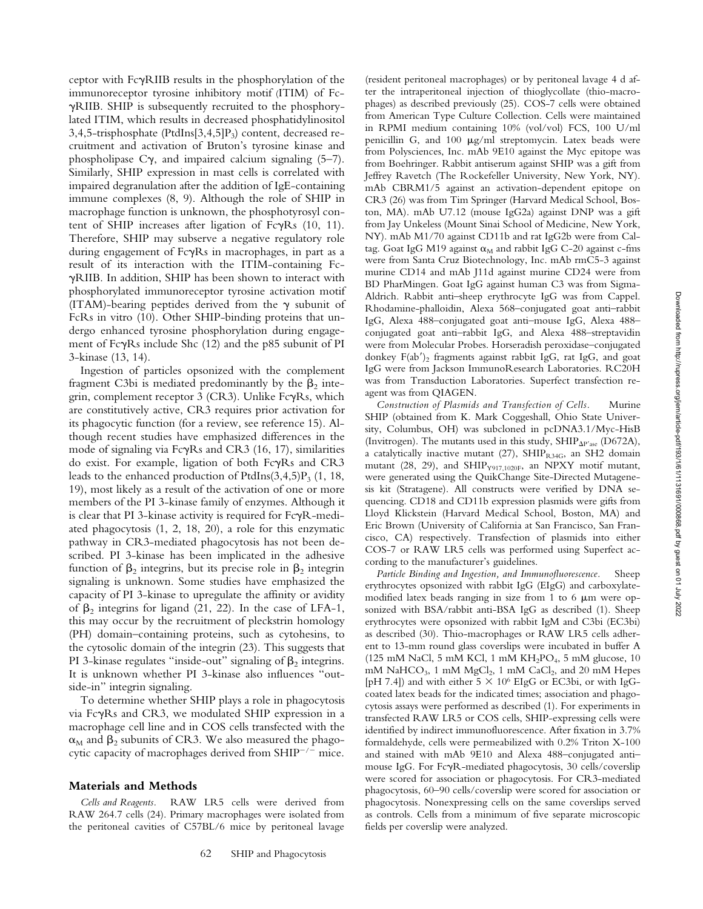ceptor with FcγRIIB results in the phosphorylation of the immunoreceptor tyrosine inhibitory motif (ITIM) of FcγRIIB. SHIP is subsequently recruited to the phosphorylated ITIM, which results in decreased phosphatidylinositol 3,4,5-trisphosphate (PtdIns[3,4,5]$P_3$) content, decreased recruitment and activation of Bruton's tyrosine kinase and phospholipase Cγ, and impaired calcium signaling (5–7). Similarly, SHIP expression in mast cells is correlated with impaired degranulation after the addition of IgE-containing immune complexes (8, 9). Although the role of SHIP in macrophage function is unknown, the phosphotyrosyl content of SHIP increases after ligation of FcγRs (10, 11). Therefore, SHIP may subserve a negative regulatory role during engagement of FcγRs in macrophages, in part as a result of its interaction with the ITIM-containing FcγRIIB. In addition, SHIP has been shown to interact with phosphorylated immunoreceptor tyrosine activation motif (ITAM)-bearing peptides derived from the γ subunit of FcRs in vitro (10). Other SHIP-binding proteins that undergo enhanced tyrosine phosphorylation during engagement of FcγRs include Shc (12) and the p85 subunit of PI 3-kinase (13, 14).

Ingestion of particles opsonized with the complement fragment C3bi is mediated predominantly by the $\beta_2$ integrin, complement receptor 3 (CR3). Unlike FcγRs, which are constitutively active, CR3 requires prior activation for its phagocytic function (for a review, see reference 15). Although recent studies have emphasized differences in the mode of signaling via FcγRs and CR3 (16, 17), similarities do exist. For example, ligation of both FcγRs and CR3 leads to the enhanced production of PtdIns(3,4,5)$P_3$ (1, 18, 19), most likely as a result of the activation of one or more members of the PI 3-kinase family of enzymes. Although it is clear that PI 3-kinase activity is required for FcγR-mediated phagocytosis (1, 2, 18, 20), a role for this enzymatic pathway in CR3-mediated phagocytosis has not been described. PI 3-kinase has been implicated in the adhesive function of $\beta_2$ integrins, but its precise role in $\beta_2$ integrin signaling is unknown. Some studies have emphasized the capacity of PI 3-kinase to upregulate the affinity or avidity of $\beta_2$ integrins for ligand (21, 22). In the case of LFA-1, this may occur by the recruitment of pleckstrin homology (PH) domain–containing proteins, such as cytohesins, to the cytosolic domain of the integrin (23). This suggests that PI 3-kinase regulates "inside-out" signaling of $\beta_2$ integrins. It is unknown whether PI 3-kinase also influences "outside-in" integrin signaling.

To determine whether SHIP plays a role in phagocytosis via FcγRs and CR3, we modulated SHIP expression in a macrophage cell line and in COS cells transfected with the $\alpha_M$ and $\beta_2$ subunits of CR3. We also measured the phagocytic capacity of macrophages derived from $SHIP^{-/-}$ mice.

## Materials and Methods

*Cells and Reagents.* RAW LR5 cells were derived from RAW 264.7 cells (24). Primary macrophages were isolated from the peritoneal cavities of C57BL/6 mice by peritoneal lavage (resident peritoneal macrophages) or by peritoneal lavage 4 d after the intraperitoneal injection of thioglycollate (thio-macrophages) as described previously (25). COS-7 cells were obtained from American Type Culture Collection. Cells were maintained in RPMI medium containing 10% (vol/vol) FCS, 100 U/ml penicillin G, and 100 μg/ml streptomycin. Latex beads were from Polysciences, Inc. mAb 9E10 against the Myc epitope was from Boehringer. Rabbit antiserum against SHIP was a gift from Jeffrey Ravetch (The Rockefeller University, New York, NY). mAb CBRM1/5 against an activation-dependent epitope on CR3 (26) was from Tim Springer (Harvard Medical School, Boston, MA). mAb U7.12 (mouse IgG2a) against DNP was a gift from Jay Unkeless (Mount Sinai School of Medicine, New York, NY). mAb M1/70 against CD11b and rat IgG2b were from Caltag. Goat IgG M19 against $\alpha_M$ and rabbit IgG C-20 against c-fms were from Santa Cruz Biotechnology, Inc. mAb rmC5-3 against murine CD14 and mAb J11d against murine CD24 were from BD PharMingen. Goat IgG against human C3 was from Sigma-Aldrich. Rabbit anti–sheep erythrocyte IgG was from Cappel. Rhodamine-phalloidin, Alexa 568–conjugated goat anti–rabbit IgG, Alexa 488–conjugated goat anti–mouse IgG, Alexa 488–conjugated goat anti–rabbit IgG, and Alexa 488–streptavidin were from Molecular Probes. Horseradish peroxidase–conjugated donkey F(ab′)$_2$ fragments against rabbit IgG, rat IgG, and goat IgG were from Jackson ImmunoResearch Laboratories. RC20H was from Transduction Laboratories. Superfect transfection reagent was from QIAGEN.

*Construction of Plasmids and Transfection of Cells.* Murine SHIP (obtained from K. Mark Coggeshall, Ohio State University, Columbus, OH) was subcloned in pcDNA3.1/Myc-HisB (Invitrogen). The mutants used in this study, $SHIP_{\Delta P'ase}$ (D672A), a catalytically inactive mutant (27), $SHIP_{R34G}$, an SH2 domain mutant (28, 29), and $SHIP_{Y917,1020F}$, an NPXY motif mutant, were generated using the QuikChange Site-Directed Mutagenesis kit (Stratagene). All constructs were verified by DNA sequencing. CD18 and CD11b expression plasmids were gifts from Lloyd Klickstein (Harvard Medical School, Boston, MA) and Eric Brown (University of California at San Francisco, San Francisco, CA) respectively. Transfection of plasmids into either COS-7 or RAW LR5 cells was performed using Superfect according to the manufacturer's guidelines.

*Particle Binding and Ingestion, and Immunofluorescence.* Sheep erythrocytes opsonized with rabbit IgG (EIgG) and carboxylate-modified latex beads ranging in size from 1 to 6 μm were opsonized with BSA/rabbit anti-BSA IgG as described (1). Sheep erythrocytes were opsonized with rabbit IgM and C3bi (EC3bi) as described (30). Thio-macrophages or RAW LR5 cells adherent to 13-mm round glass coverslips were incubated in buffer A (125 mM NaCl, 5 mM KCl, 1 mM $KH_2PO_4$, 5 mM glucose, 10 mM $NaHCO_3$, 1 mM $MgCl_2$, 1 mM $CaCl_2$, and 20 mM Hepes [pH 7.4]) and with either $5 \times 10^6$ EIgG or EC3bi, or with IgG-coated latex beads for the indicated times; association and phagocytosis assays were performed as described (1). For experiments in transfected RAW LR5 or COS cells, SHIP-expressing cells were identified by indirect immunofluorescence. After fixation in 3.7% formaldehyde, cells were permeabilized with 0.2% Triton X-100 and stained with mAb 9E10 and Alexa 488–conjugated anti–mouse IgG. For FcγR-mediated phagocytosis, 30 cells/coverslip were scored for association or phagocytosis. For CR3-mediated phagocytosis, 60–90 cells/coverslip were scored for association or phagocytosis. Nonexpressing cells on the same coverslips served as controls. Cells from a minimum of five separate microscopic fields per coverslip were analyzed.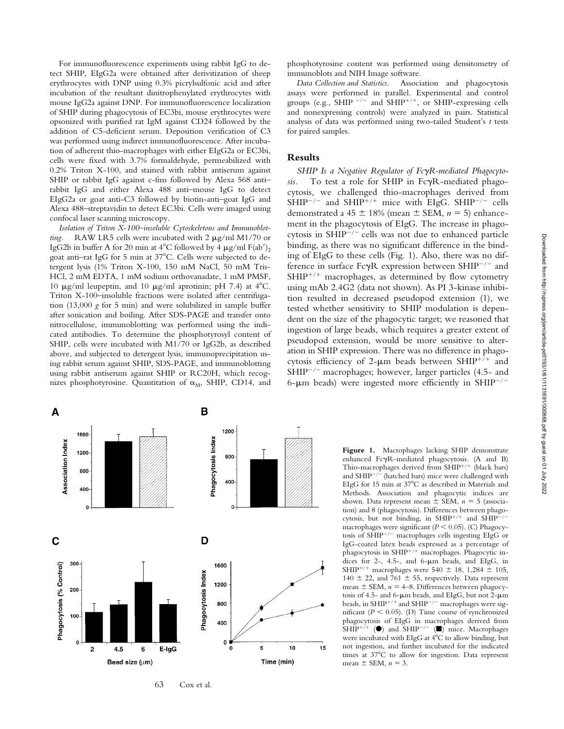For immunofluorescence experiments using rabbit IgG to detect SHIP, EIgG2a were obtained after derivitization of sheep erythrocytes with DNP using 0.3% picrylsulfonic acid and after incubation of the resultant dinitrophenylated erythrocytes with mouse IgG2a against DNP. For immunofluorescence localization of SHIP during phagocytosis of EC3bi, mouse erythrocytes were opsonized with purified rat IgM against CD24 followed by the addition of C5-deficient serum. Deposition verification of C3 was performed using indirect immunofluorescence. After incubation of adherent thio-macrophages with either EIgG2a or EC3bi, cells were fixed with 3.7% formaldehyde, permeabilized with 0.2% Triton X-100, and stained with rabbit antiserum against SHIP or rabbit IgG against c-fms followed by Alexa 568 anti–rabbit IgG and either Alexa 488 anti–mouse IgG to detect EIgG2a or goat anti-C3 followed by biotin-anti–goat IgG and Alexa 488–streptavidin to detect EC3bi. Cells were imaged using confocal laser scanning microscopy.

*Isolation of Triton X-100–insoluble Cytoskeletons and Immunoblotting.* RAW LR5 cells were incubated with 2 μg/ml M1/70 or IgG2b in buffer A for 20 min at 4°C followed by 4 μg/ml $F(ab')_2$ goat anti–rat IgG for 5 min at 37°C. Cells were subjected to detergent lysis (1% Triton X-100, 150 mM NaCl, 50 mM Tris-HCl, 2 mM EDTA, 1 mM sodium orthovanadate, 1 mM PMSF, 10 μg/ml leupeptin, and 10 μg/ml aprotinin; pH 7.4) at 4°C. Triton X-100–insoluble fractions were isolated after centrifugation (13,000 *g* for 5 min) and were solubilized in sample buffer after sonication and boiling. After SDS-PAGE and transfer onto nitrocellulose, immunoblotting was performed using the indicated antibodies. To determine the phosphotyrosyl content of SHIP, cells were incubated with M1/70 or IgG2b, as described above, and subjected to detergent lysis, immunoprecipitation using rabbit serum against SHIP, SDS-PAGE, and immunoblotting using rabbit antiserum against SHIP or RC20H, which recognizes phosphotyrosine. Quantitation of $\alpha_M$, SHIP, CD14, and phosphotyrosine content was performed using densitometry of immunoblots and NIH Image software.

*Data Collection and Statistics.* Association and phagocytosis assays were performed in parallel. Experimental and control groups (e.g., SHIP $^{-/-}$ and SHIP$^{+/+}$, or SHIP-expressing cells and nonexpressing controls) were analyzed in pairs. Statistical analysis of data was performed using two-tailed Student's *t* tests for paired samples.

## Results

*SHIP Is a Negative Regulator of FcγR-mediated Phagocytosis.* To test a role for SHIP in FcγR-mediated phagocytosis, we challenged thio-macrophages derived from SHIP$^{-/-}$ and SHIP$^{+/+}$ mice with EIgG. SHIP$^{-/-}$ cells demonstrated a 45 ± 18% (mean ± SEM, $n = 5$) enhancement in the phagocytosis of EIgG. The increase in phagocytosis in SHIP$^{-/-}$ cells was not due to enhanced particle binding, as there was no significant difference in the binding of EIgG to these cells (Fig. 1). Also, there was no difference in surface FcγR expression between SHIP$^{-/-}$ and SHIP$^{+/+}$ macrophages, as determined by flow cytometry using mAb 2.4G2 (data not shown). As PI 3-kinase inhibition resulted in decreased pseudopod extension (1), we tested whether sensitivity to SHIP modulation is dependent on the size of the phagocytic target; we reasoned that ingestion of large beads, which requires a greater extent of pseudopod extension, would be more sensitive to alteration in SHIP expression. There was no difference in phagocytosis efficiency of 2-μm beads between SHIP$^{+/+}$ and SHIP$^{-/-}$ macrophages; however, larger particles (4.5- and 6-μm beads) were ingested more efficiently in SHIP$^{-/-}$

**Figure 1.** Macrophages lacking SHIP demonstrate enhanced FcγR-mediated phagocytosis. (A and B) Thio-macrophages derived from SHIP$^{+/+}$ (black bars) and SHIP$^{-/-}$ (hatched bars) mice were challenged with EIgG for 15 min at 37°C as described in Materials and Methods. Association and phagocytic indices are shown. Data represent mean ± SEM, $n = 5$ (association) and 8 (phagocytosis). Differences between phagocytosis, but not binding, in SHIP$^{+/+}$ and SHIP$^{-/-}$ macrophages were significant ($P < 0.05$). (C) Phagocytosis of SHIP$^{-/-}$ macrophages cells ingesting EIgG or IgG-coated latex beads expressed as a percentage of phagocytosis in SHIP$^{+/+}$ macrophages. Phagocytic indices for 2-, 4.5-, and 6-μm beads, and EIgG, in SHIP$^{+/+}$ macrophages were 540 ± 18, 1,284 ± 105, 140 ± 22, and 761 ± 55, respectively. Data represent mean ± SEM, $n = 4$–8. Differences between phagocytosis of 4.5- and 6-μm beads, and EIgG, but not 2-μm beads, in SHIP$^{+/+}$ and SHIP$^{-/-}$ macrophages were significant ($P < 0.05$). (D) Time course of synchronized phagocytosis of EIgG in macrophages derived from SHIP$^{+/+}$ (●) and SHIP$^{-/-}$ (■) mice. Macrophages were incubated with EIgG at 4°C to allow binding, but not ingestion, and further incubated for the indicated times at 37°C to allow for ingestion. Data represent mean ± SEM, $n = 3$.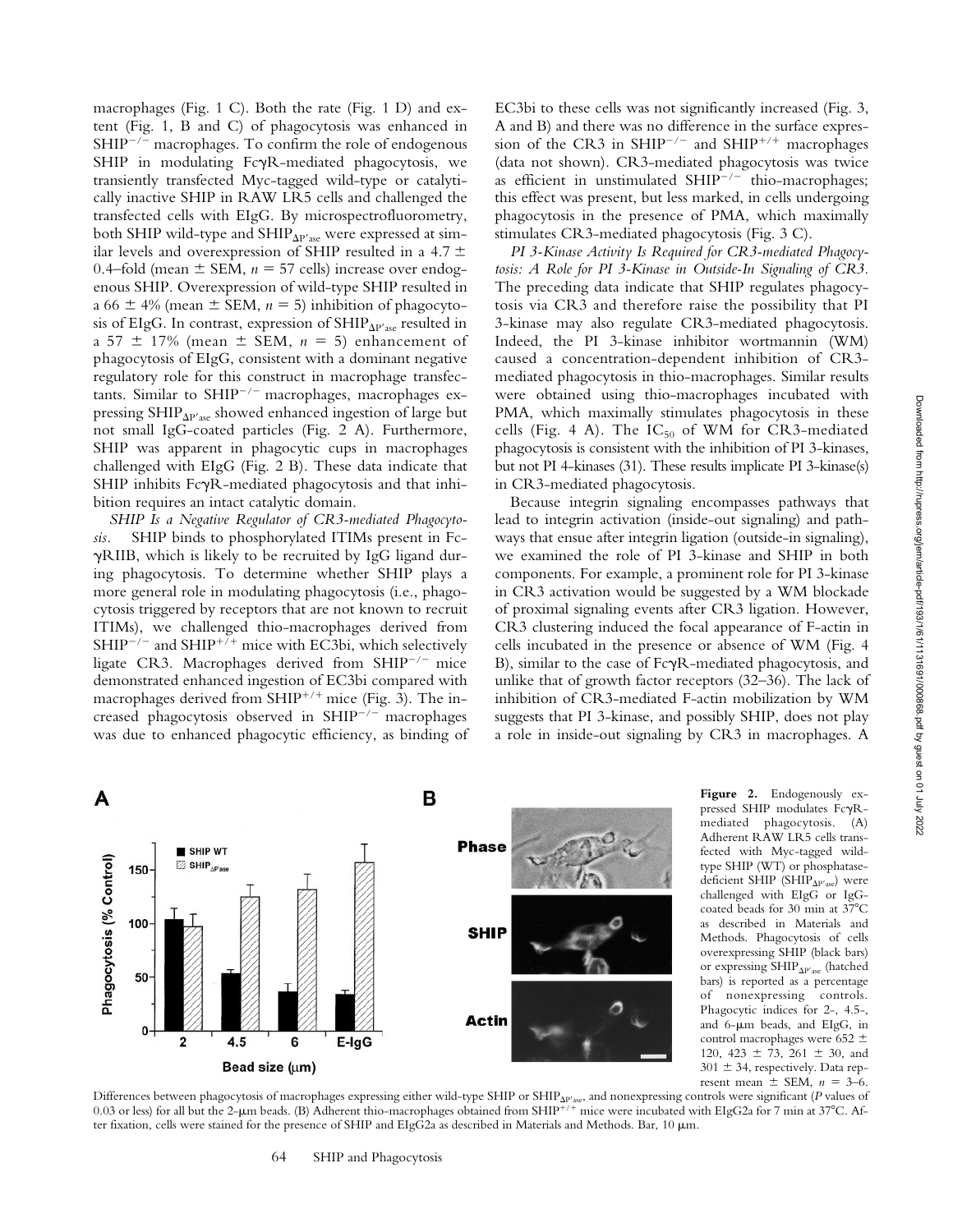macrophages (Fig. 1 C). Both the rate (Fig. 1 D) and extent (Fig. 1, B and C) of phagocytosis was enhanced in $SHIP^{-/-}$ macrophages. To confirm the role of endogenous SHIP in modulating FcγR-mediated phagocytosis, we transiently transfected Myc-tagged wild-type or catalytically inactive SHIP in RAW LR5 cells and challenged the transfected cells with EIgG. By microspectrofluorometry, both SHIP wild-type and $SHIP_{\Delta P'ase}$ were expressed at similar levels and overexpression of SHIP resulted in a 4.7 ± 0.4–fold (mean ± SEM, $n = 57$ cells) increase over endogenous SHIP. Overexpression of wild-type SHIP resulted in a 66 ± 4% (mean ± SEM, $n = 5$) inhibition of phagocytosis of EIgG. In contrast, expression of $SHIP_{\Delta P'ase}$ resulted in a 57 ± 17% (mean ± SEM, $n = 5$) enhancement of phagocytosis of EIgG, consistent with a dominant negative regulatory role for this construct in macrophage transfectants. Similar to $SHIP^{-/-}$ macrophages, macrophages expressing $SHIP_{\Delta P'ase}$ showed enhanced ingestion of large but not small IgG-coated particles (Fig. 2 A). Furthermore, SHIP was apparent in phagocytic cups in macrophages challenged with EIgG (Fig. 2 B). These data indicate that SHIP inhibits FcγR-mediated phagocytosis and that inhibition requires an intact catalytic domain.

*SHIP Is a Negative Regulator of CR3-mediated Phagocytosis.* SHIP binds to phosphorylated ITIMs present in FcγRIIB, which is likely to be recruited by IgG ligand during phagocytosis. To determine whether SHIP plays a more general role in modulating phagocytosis (i.e., phagocytosis triggered by receptors that are not known to recruit ITIMs), we challenged thio-macrophages derived from $SHIP^{-/-}$ and $SHIP^{+/+}$ mice with EC3bi, which selectively ligate CR3. Macrophages derived from $SHIP^{-/-}$ mice demonstrated enhanced ingestion of EC3bi compared with macrophages derived from $SHIP^{+/+}$ mice (Fig. 3). The increased phagocytosis observed in $SHIP^{-/-}$ macrophages was due to enhanced phagocytic efficiency, as binding of EC3bi to these cells was not significantly increased (Fig. 3, A and B) and there was no difference in the surface expression of the CR3 in $SHIP^{-/-}$ and $SHIP^{+/+}$ macrophages (data not shown). CR3-mediated phagocytosis was twice as efficient in unstimulated $SHIP^{-/-}$ thio-macrophages; this effect was present, but less marked, in cells undergoing phagocytosis in the presence of PMA, which maximally stimulates CR3-mediated phagocytosis (Fig. 3 C).

*PI 3-Kinase Activity Is Required for CR3-mediated Phagocytosis: A Role for PI 3-Kinase in Outside-In Signaling of CR3.* The preceding data indicate that SHIP regulates phagocytosis via CR3 and therefore raise the possibility that PI 3-kinase may also regulate CR3-mediated phagocytosis. Indeed, the PI 3-kinase inhibitor wortmannin (WM) caused a concentration-dependent inhibition of CR3-mediated phagocytosis in thio-macrophages. Similar results were obtained using thio-macrophages incubated with PMA, which maximally stimulates phagocytosis in these cells (Fig. 4 A). The $IC_{50}$ of WM for CR3-mediated phagocytosis is consistent with the inhibition of PI 3-kinases, but not PI 4-kinases (31). These results implicate PI 3-kinase(s) in CR3-mediated phagocytosis.

Because integrin signaling encompasses pathways that lead to integrin activation (inside-out signaling) and pathways that ensue after integrin ligation (outside-in signaling), we examined the role of PI 3-kinase and SHIP in both components. For example, a prominent role for PI 3-kinase in CR3 activation would be suggested by a WM blockade of proximal signaling events after CR3 ligation. However, CR3 clustering induced the focal appearance of F-actin in cells incubated in the presence or absence of WM (Fig. 4 B), similar to the case of FcγR-mediated phagocytosis, and unlike that of growth factor receptors (32–36). The lack of inhibition of CR3-mediated F-actin mobilization by WM suggests that PI 3-kinase, and possibly SHIP, does not play a role in inside-out signaling by CR3 in macrophages. A

**Figure 2.** Endogenously expressed SHIP modulates FcγR-mediated phagocytosis. (A) Adherent RAW LR5 cells transfected with Myc-tagged wild-type SHIP (WT) or phosphatase-deficient SHIP ($SHIP_{\Delta P'ase}$) were challenged with EIgG or IgG-coated beads for 30 min at 37°C as described in Materials and Methods. Phagocytosis of cells overexpressing SHIP (black bars) or expressing $SHIP_{\Delta P'ase}$ (hatched bars) is reported as a percentage of nonexpressing controls. Phagocytic indices for 2-, 4.5-, and 6-μm beads, and EIgG, in control macrophages were 652 ± 120, 423 ± 73, 261 ± 30, and 301 ± 34, respectively. Data represent mean ± SEM, $n = 3$–6. Differences between phagocytosis of macrophages expressing either wild-type SHIP or $SHIP_{\Delta P'ase}$, and nonexpressing controls were significant ($P$ values of 0.03 or less) for all but the 2-μm beads. (B) Adherent thio-macrophages obtained from $SHIP^{+/+}$ mice were incubated with EIgG2a for 7 min at 37°C. After fixation, cells were stained for the presence of SHIP and EIgG2a as described in Materials and Methods. Bar, 10 μm.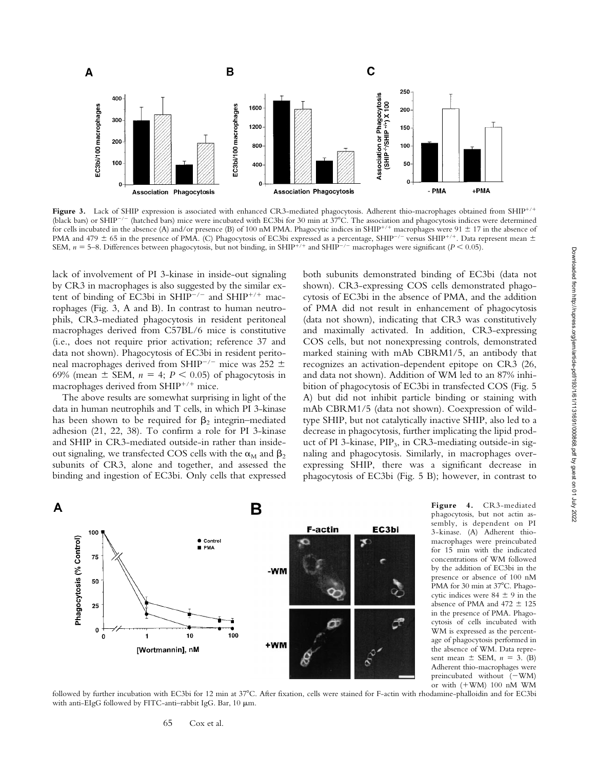**Figure 3.** Lack of SHIP expression is associated with enhanced CR3-mediated phagocytosis. Adherent thio-macrophages obtained from $SHIP^{+/+}$ (black bars) or $SHIP^{-/-}$ (hatched bars) mice were incubated with EC3bi for 30 min at 37°C. The association and phagocytosis indices were determined for cells incubated in the absence (A) and/or presence (B) of 100 nM PMA. Phagocytic indices in $SHIP^{+/+}$ macrophages were 91 ± 17 in the absence of PMA and 479 ± 65 in the presence of PMA. (C) Phagocytosis of EC3bi expressed as a percentage, $SHIP^{-/-}$ versus $SHIP^{+/+}$. Data represent mean ± SEM, $n$ = 5–8. Differences between phagocytosis, but not binding, in $SHIP^{+/+}$ and $SHIP^{-/-}$ macrophages were significant ($P < 0.05$).

lack of involvement of PI 3-kinase in inside-out signaling by CR3 in macrophages is also suggested by the similar extent of binding of EC3bi in $SHIP^{-/-}$ and $SHIP^{+/+}$ macrophages (Fig. 3, A and B). In contrast to human neutrophils, CR3-mediated phagocytosis in resident peritoneal macrophages derived from C57BL/6 mice is constitutive (i.e., does not require prior activation; reference 37 and data not shown). Phagocytosis of EC3bi in resident peritoneal macrophages derived from $SHIP^{-/-}$ mice was 252 ± 69% (mean ± SEM, $n$ = 4; $P < 0.05$) of phagocytosis in macrophages derived from $SHIP^{+/+}$ mice.

The above results are somewhat surprising in light of the data in human neutrophils and T cells, in which PI 3-kinase has been shown to be required for $\beta_2$ integrin–mediated adhesion (21, 22, 38). To confirm a role for PI 3-kinase and SHIP in CR3-mediated outside-in rather than inside-out signaling, we transfected COS cells with the $\alpha_M$ and $\beta_2$ subunits of CR3, alone and together, and assessed the binding and ingestion of EC3bi. Only cells that expressed both subunits demonstrated binding of EC3bi (data not shown). CR3-expressing COS cells demonstrated phagocytosis of EC3bi in the absence of PMA, and the addition of PMA did not result in enhancement of phagocytosis (data not shown), indicating that CR3 was constitutively and maximally activated. In addition, CR3-expressing COS cells, but not nonexpressing controls, demonstrated marked staining with mAb CBRM1/5, an antibody that recognizes an activation-dependent epitope on CR3 (26, and data not shown). Addition of WM led to an 87% inhibition of phagocytosis of EC3bi in transfected COS (Fig. 5 A) but did not inhibit particle binding or staining with mAb CBRM1/5 (data not shown). Coexpression of wild-type SHIP, but not catalytically inactive SHIP, also led to a decrease in phagocytosis, further implicating the lipid product of PI 3-kinase, $PIP_3$, in CR3-mediating outside-in signaling and phagocytosis. Similarly, in macrophages overexpressing SHIP, there was a significant decrease in phagocytosis of EC3bi (Fig. 5 B); however, in contrast to

**Figure 4.** CR3-mediated phagocytosis, but not actin assembly, is dependent on PI 3-kinase. (A) Adherent thio-macrophages were preincubated for 15 min with the indicated concentrations of WM followed by the addition of EC3bi in the presence or absence of 100 nM PMA for 30 min at 37°C. Phagocytic indices were 84 ± 9 in the absence of PMA and 472 ± 125 in the presence of PMA. Phagocytosis of cells incubated with WM is expressed as the percentage of phagocytosis performed in the absence of WM. Data represent mean ± SEM, $n$ = 3. (B) Adherent thio-macrophages were preincubated without (−WM) or with (+WM) 100 nM WM followed by further incubation with EC3bi for 12 min at 37°C. After fixation, cells were stained for F-actin with rhodamine-phalloidin and for EC3bi with anti-EIgG followed by FITC-anti–rabbit IgG. Bar, 10 μm.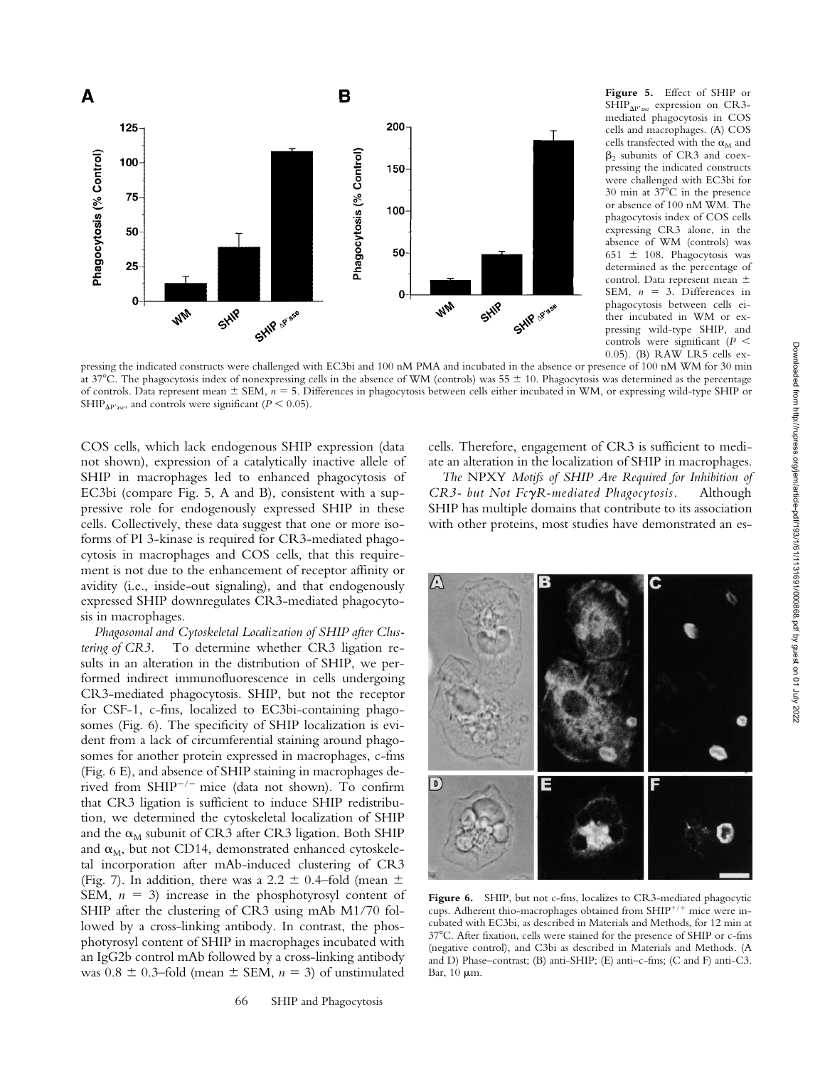**Figure 5.** Effect of SHIP or $SHIP_{\Delta P'ase}$ expression on CR3-mediated phagocytosis in COS cells and macrophages. (A) COS cells transfected with the $\alpha_M$ and $\beta_2$ subunits of CR3 and coexpressing the indicated constructs were challenged with EC3bi for 30 min at 37°C in the presence or absence of 100 nM WM. The phagocytosis index of COS cells expressing CR3 alone, in the absence of WM (controls) was 651 ± 108. Phagocytosis was determined as the percentage of control. Data represent mean ± SEM, $n = 3$. Differences in phagocytosis between cells either incubated in WM or expressing wild-type SHIP, and controls were significant ($P < 0.05$). (B) RAW LR5 cells expressing the indicated constructs were challenged with EC3bi and 100 nM PMA and incubated in the absence or presence of 100 nM WM for 30 min at 37°C. The phagocytosis index of nonexpressing cells in the absence of WM (controls) was 55 ± 10. Phagocytosis was determined as the percentage of controls. Data represent mean ± SEM, $n = 5$. Differences in phagocytosis between cells either incubated in WM, or expressing wild-type SHIP or $SHIP_{\Delta P'ase}$, and controls were significant ($P < 0.05$).

COS cells, which lack endogenous SHIP expression (data not shown), expression of a catalytically inactive allele of SHIP in macrophages led to enhanced phagocytosis of EC3bi (compare Fig. 5, A and B), consistent with a suppressive role for endogenously expressed SHIP in these cells. Collectively, these data suggest that one or more isoforms of PI 3-kinase is required for CR3-mediated phagocytosis in macrophages and COS cells, that this requirement is not due to the enhancement of receptor affinity or avidity (i.e., inside-out signaling), and that endogenously expressed SHIP downregulates CR3-mediated phagocytosis in macrophages.

*Phagosomal and Cytoskeletal Localization of SHIP after Clustering of CR3.* To determine whether CR3 ligation results in an alteration in the distribution of SHIP, we performed indirect immunofluorescence in cells undergoing CR3-mediated phagocytosis. SHIP, but not the receptor for CSF-1, c-fms, localized to EC3bi-containing phagosomes (Fig. 6). The specificity of SHIP localization is evident from a lack of circumferential staining around phagosomes for another protein expressed in macrophages, c-fms (Fig. 6 E), and absence of SHIP staining in macrophages derived from $SHIP^{-/-}$ mice (data not shown). To confirm that CR3 ligation is sufficient to induce SHIP redistribution, we determined the cytoskeletal localization of SHIP and the $\alpha_M$ subunit of CR3 after CR3 ligation. Both SHIP and $\alpha_M$, but not CD14, demonstrated enhanced cytoskeletal incorporation after mAb-induced clustering of CR3 (Fig. 7). In addition, there was a 2.2 ± 0.4–fold (mean ± SEM, $n = 3$) increase in the phosphotyrosyl content of SHIP after the clustering of CR3 using mAb M1/70 followed by a cross-linking antibody. In contrast, the phosphotyrosyl content of SHIP in macrophages incubated with an IgG2b control mAb followed by a cross-linking antibody was 0.8 ± 0.3–fold (mean ± SEM, $n = 3$) of unstimulated cells. Therefore, engagement of CR3 is sufficient to mediate an alteration in the localization of SHIP in macrophages.

*The* NPXY *Motifs of SHIP Are Required for Inhibition of CR3- but Not FcγR-mediated Phagocytosis.* Although SHIP has multiple domains that contribute to its association with other proteins, most studies have demonstrated an es-

**Figure 6.** SHIP, but not c-fms, localizes to CR3-mediated phagocytic cups. Adherent thio-macrophages obtained from $SHIP^{+/+}$ mice were incubated with EC3bi, as described in Materials and Methods, for 12 min at 37°C. After fixation, cells were stained for the presence of SHIP or c-fms (negative control), and C3bi as described in Materials and Methods. (A and D) Phase–contrast; (B) anti-SHIP; (E) anti–c-fms; (C and F) anti-C3. Bar, 10 μm.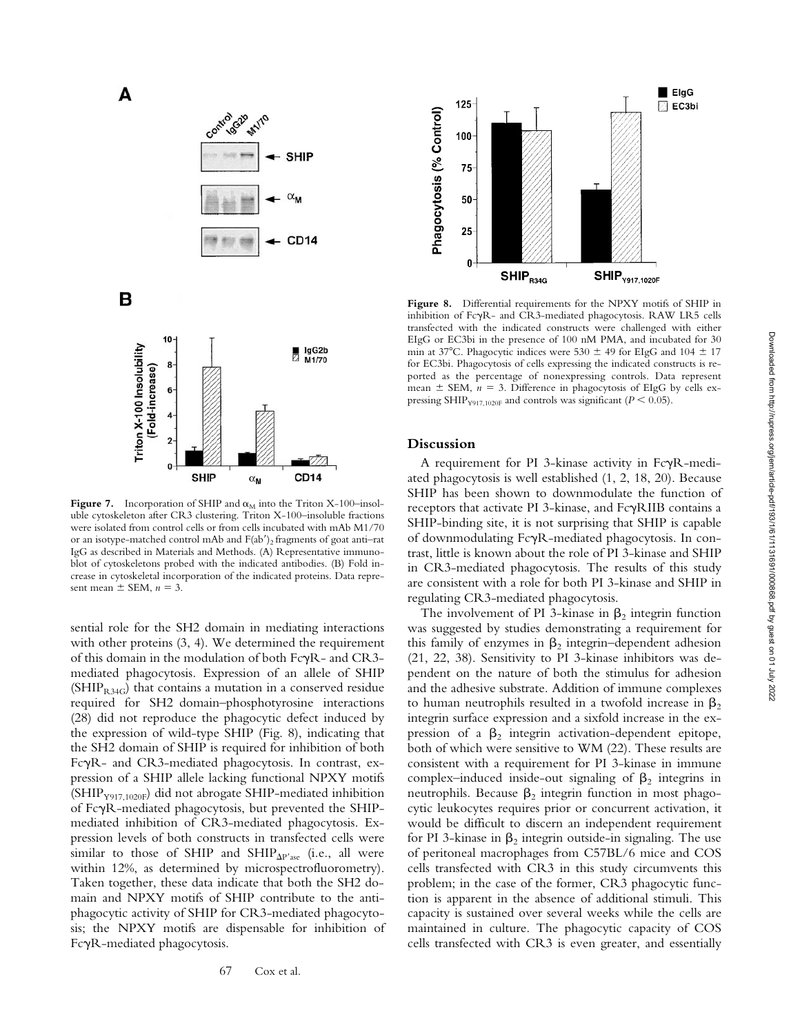**Figure 7.** Incorporation of SHIP and $\alpha_M$ into the Triton X-100–insoluble cytoskeleton after CR3 clustering. Triton X-100–insoluble fractions were isolated from control cells or from cells incubated with mAb M1/70 or an isotype-matched control mAb and F(ab′)$_2$ fragments of goat anti–rat IgG as described in Materials and Methods. (A) Representative immunoblot of cytoskeletons probed with the indicated antibodies. (B) Fold increase in cytoskeletal incorporation of the indicated proteins. Data represent mean ± SEM, $n = 3$.

sential role for the SH2 domain in mediating interactions with other proteins (3, 4). We determined the requirement of this domain in the modulation of both FcγR- and CR3-mediated phagocytosis. Expression of an allele of SHIP (SHIP$_{R34G}$) that contains a mutation in a conserved residue required for SH2 domain–phosphotyrosine interactions (28) did not reproduce the phagocytic defect induced by the expression of wild-type SHIP (Fig. 8), indicating that the SH2 domain of SHIP is required for inhibition of both FcγR- and CR3-mediated phagocytosis. In contrast, expression of a SHIP allele lacking functional NPXY motifs (SHIP$_{Y917,1020F}$) did not abrogate SHIP-mediated inhibition of FcγR-mediated phagocytosis, but prevented the SHIP-mediated inhibition of CR3-mediated phagocytosis. Expression levels of both constructs in transfected cells were similar to those of SHIP and SHIP$_{\Delta P'ase}$ (i.e., all were within 12%, as determined by microspectrofluorometry). Taken together, these data indicate that both the SH2 domain and NPXY motifs of SHIP contribute to the antiphagocytic activity of SHIP for CR3-mediated phagocytosis; the NPXY motifs are dispensable for inhibition of FcγR-mediated phagocytosis.

**Figure 8.** Differential requirements for the NPXY motifs of SHIP in inhibition of FcγR- and CR3-mediated phagocytosis. RAW LR5 cells transfected with the indicated constructs were challenged with either EIgG or EC3bi in the presence of 100 nM PMA, and incubated for 30 min at 37°C. Phagocytic indices were 530 ± 49 for EIgG and 104 ± 17 for EC3bi. Phagocytosis of cells expressing the indicated constructs is reported as the percentage of nonexpressing controls. Data represent mean ± SEM, $n = 3$. Difference in phagocytosis of EIgG by cells expressing SHIP$_{Y917,1020F}$ and controls was significant ($P < 0.05$).

## Discussion

A requirement for PI 3-kinase activity in FcγR-mediated phagocytosis is well established (1, 2, 18, 20). Because SHIP has been shown to downmodulate the function of receptors that activate PI 3-kinase, and FcγRIIB contains a SHIP-binding site, it is not surprising that SHIP is capable of downmodulating FcγR-mediated phagocytosis. In contrast, little is known about the role of PI 3-kinase and SHIP in CR3-mediated phagocytosis. The results of this study are consistent with a role for both PI 3-kinase and SHIP in regulating CR3-mediated phagocytosis.

The involvement of PI 3-kinase in $\beta_2$ integrin function was suggested by studies demonstrating a requirement for this family of enzymes in $\beta_2$ integrin–dependent adhesion (21, 22, 38). Sensitivity to PI 3-kinase inhibitors was dependent on the nature of both the stimulus for adhesion and the adhesive substrate. Addition of immune complexes to human neutrophils resulted in a twofold increase in $\beta_2$ integrin surface expression and a sixfold increase in the expression of a $\beta_2$ integrin activation-dependent epitope, both of which were sensitive to WM (22). These results are consistent with a requirement for PI 3-kinase in immune complex–induced inside-out signaling of $\beta_2$ integrins in neutrophils. Because $\beta_2$ integrin function in most phagocytic leukocytes requires prior or concurrent activation, it would be difficult to discern an independent requirement for PI 3-kinase in $\beta_2$ integrin outside-in signaling. The use of peritoneal macrophages from C57BL/6 mice and COS cells transfected with CR3 in this study circumvents this problem; in the case of the former, CR3 phagocytic function is apparent in the absence of additional stimuli. This capacity is sustained over several weeks while the cells are maintained in culture. The phagocytic capacity of COS cells transfected with CR3 is even greater, and essentially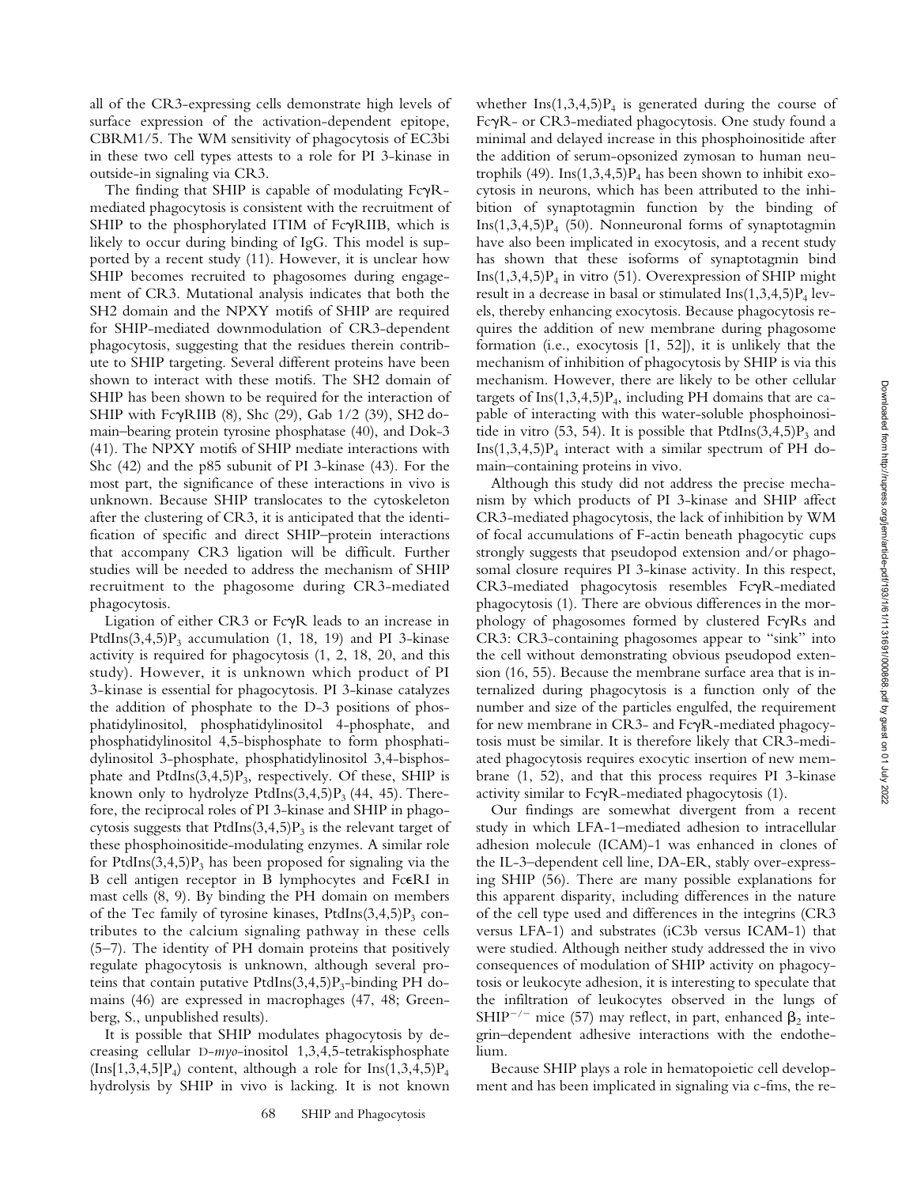all of the CR3-expressing cells demonstrate high levels of surface expression of the activation-dependent epitope, CBRM1/5. The WM sensitivity of phagocytosis of EC3bi in these two cell types attests to a role for PI 3-kinase in outside-in signaling via CR3.

The finding that SHIP is capable of modulating FcγR-mediated phagocytosis is consistent with the recruitment of SHIP to the phosphorylated ITIM of FcγRIIB, which is likely to occur during binding of IgG. This model is supported by a recent study (11). However, it is unclear how SHIP becomes recruited to phagosomes during engagement of CR3. Mutational analysis indicates that both the SH2 domain and the NPXY motifs of SHIP are required for SHIP-mediated downmodulation of CR3-dependent phagocytosis, suggesting that the residues therein contribute to SHIP targeting. Several different proteins have been shown to interact with these motifs. The SH2 domain of SHIP has been shown to be required for the interaction of SHIP with FcγRIIB (8), Shc (29), Gab 1/2 (39), SH2 domain–bearing protein tyrosine phosphatase (40), and Dok-3 (41). The NPXY motifs of SHIP mediate interactions with Shc (42) and the p85 subunit of PI 3-kinase (43). For the most part, the significance of these interactions in vivo is unknown. Because SHIP translocates to the cytoskeleton after the clustering of CR3, it is anticipated that the identification of specific and direct SHIP–protein interactions that accompany CR3 ligation will be difficult. Further studies will be needed to address the mechanism of SHIP recruitment to the phagosome during CR3-mediated phagocytosis.

Ligation of either CR3 or FcγR leads to an increase in PtdIns(3,4,5)$P_3$ accumulation (1, 18, 19) and PI 3-kinase activity is required for phagocytosis (1, 2, 18, 20, and this study). However, it is unknown which product of PI 3-kinase is essential for phagocytosis. PI 3-kinase catalyzes the addition of phosphate to the D-3 positions of phosphatidylinositol, phosphatidylinositol 4-phosphate, and phosphatidylinositol 4,5-bisphosphate to form phosphatidylinositol 3-phosphate, phosphatidylinositol 3,4-bisphosphate and PtdIns(3,4,5)$P_3$, respectively. Of these, SHIP is known only to hydrolyze PtdIns(3,4,5)$P_3$ (44, 45). Therefore, the reciprocal roles of PI 3-kinase and SHIP in phagocytosis suggests that PtdIns(3,4,5)$P_3$ is the relevant target of these phosphoinositide-modulating enzymes. A similar role for PtdIns(3,4,5)$P_3$ has been proposed for signaling via the B cell antigen receptor in B lymphocytes and FcεRI in mast cells (8, 9). By binding the PH domain on members of the Tec family of tyrosine kinases, PtdIns(3,4,5)$P_3$ contributes to the calcium signaling pathway in these cells (5–7). The identity of PH domain proteins that positively regulate phagocytosis is unknown, although several proteins that contain putative PtdIns(3,4,5)$P_3$-binding PH domains (46) are expressed in macrophages (47, 48; Greenberg, S., unpublished results).

It is possible that SHIP modulates phagocytosis by decreasing cellular D-*myo*-inositol 1,3,4,5-tetrakisphosphate (Ins[1,3,4,5]$P_4$) content, although a role for Ins(1,3,4,5)$P_4$ hydrolysis by SHIP in vivo is lacking. It is not known whether Ins(1,3,4,5)$P_4$ is generated during the course of FcγR- or CR3-mediated phagocytosis. One study found a minimal and delayed increase in this phosphoinositide after the addition of serum-opsonized zymosan to human neutrophils (49). Ins(1,3,4,5)$P_4$ has been shown to inhibit exocytosis in neurons, which has been attributed to the inhibition of synaptotagmin function by the binding of Ins(1,3,4,5)$P_4$ (50). Nonneuronal forms of synaptotagmin have also been implicated in exocytosis, and a recent study has shown that these isoforms of synaptotagmin bind Ins(1,3,4,5)$P_4$ in vitro (51). Overexpression of SHIP might result in a decrease in basal or stimulated Ins(1,3,4,5)$P_4$ levels, thereby enhancing exocytosis. Because phagocytosis requires the addition of new membrane during phagosome formation (i.e., exocytosis [1, 52]), it is unlikely that the mechanism of inhibition of phagocytosis by SHIP is via this mechanism. However, there are likely to be other cellular targets of Ins(1,3,4,5)$P_4$, including PH domains that are capable of interacting with this water-soluble phosphoinositide in vitro (53, 54). It is possible that PtdIns(3,4,5)$P_3$ and Ins(1,3,4,5)$P_4$ interact with a similar spectrum of PH domain–containing proteins in vivo.

Although this study did not address the precise mechanism by which products of PI 3-kinase and SHIP affect CR3-mediated phagocytosis, the lack of inhibition by WM of focal accumulations of F-actin beneath phagocytic cups strongly suggests that pseudopod extension and/or phagosomal closure requires PI 3-kinase activity. In this respect, CR3-mediated phagocytosis resembles FcγR-mediated phagocytosis (1). There are obvious differences in the morphology of phagosomes formed by clustered FcγRs and CR3: CR3-containing phagosomes appear to "sink" into the cell without demonstrating obvious pseudopod extension (16, 55). Because the membrane surface area that is internalized during phagocytosis is a function only of the number and size of the particles engulfed, the requirement for new membrane in CR3- and FcγR-mediated phagocytosis must be similar. It is therefore likely that CR3-mediated phagocytosis requires exocytic insertion of new membrane (1, 52), and that this process requires PI 3-kinase activity similar to FcγR-mediated phagocytosis (1).

Our findings are somewhat divergent from a recent study in which LFA-1–mediated adhesion to intracellular adhesion molecule (ICAM)-1 was enhanced in clones of the IL-3–dependent cell line, DA-ER, stably over-expressing SHIP (56). There are many possible explanations for this apparent disparity, including differences in the nature of the cell type used and differences in the integrins (CR3 versus LFA-1) and substrates (iC3b versus ICAM-1) that were studied. Although neither study addressed the in vivo consequences of modulation of SHIP activity on phagocytosis or leukocyte adhesion, it is interesting to speculate that the infiltration of leukocytes observed in the lungs of SHIP$^{-/-}$ mice (57) may reflect, in part, enhanced $\beta_2$ integrin–dependent adhesive interactions with the endothelium.

Because SHIP plays a role in hematopoietic cell development and has been implicated in signaling via c-fms, the re-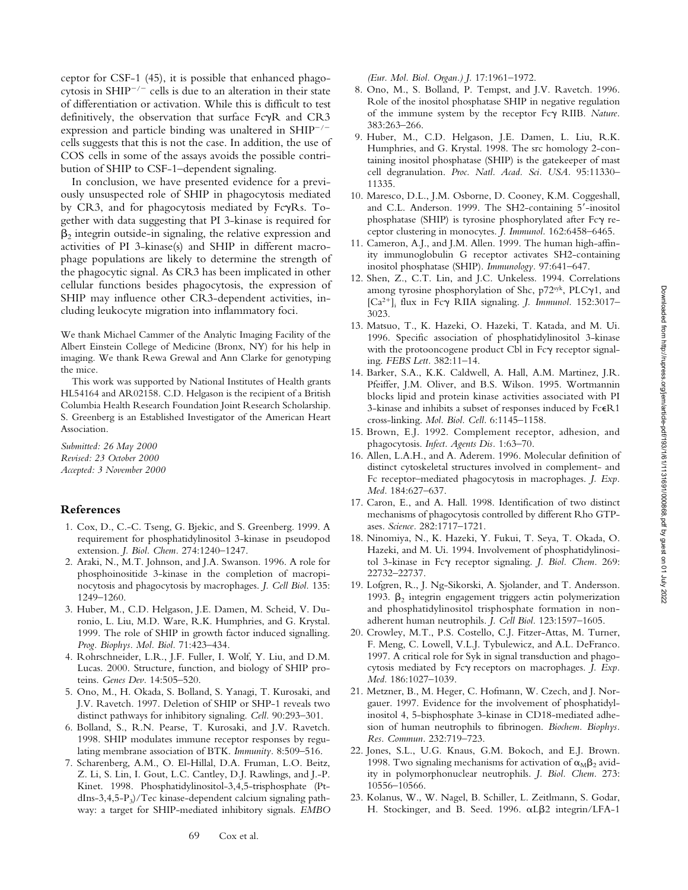ceptor for CSF-1 (45), it is possible that enhanced phagocytosis in $SHIP^{-/-}$ cells is due to an alteration in their state of differentiation or activation. While this is difficult to test definitively, the observation that surface FcγR and CR3 expression and particle binding was unaltered in $SHIP^{-/-}$ cells suggests that this is not the case. In addition, the use of COS cells in some of the assays avoids the possible contribution of SHIP to CSF-1–dependent signaling.

In conclusion, we have presented evidence for a previously unsuspected role of SHIP in phagocytosis mediated by CR3, and for phagocytosis mediated by FcγRs. Together with data suggesting that PI 3-kinase is required for $\beta_2$ integrin outside-in signaling, the relative expression and activities of PI 3-kinase(s) and SHIP in different macrophage populations are likely to determine the strength of the phagocytic signal. As CR3 has been implicated in other cellular functions besides phagocytosis, the expression of SHIP may influence other CR3-dependent activities, including leukocyte migration into inflammatory foci.

We thank Michael Cammer of the Analytic Imaging Facility of the Albert Einstein College of Medicine (Bronx, NY) for his help in imaging. We thank Rewa Grewal and Ann Clarke for genotyping the mice.

This work was supported by National Institutes of Health grants HL54164 and AR02158. C.D. Helgason is the recipient of a British Columbia Health Research Foundation Joint Research Scholarship. S. Greenberg is an Established Investigator of the American Heart Association.

*Submitted: 26 May 2000*
*Revised: 23 October 2000*
*Accepted: 3 November 2000*

## References

1. Cox, D., C.-C. Tseng, G. Bjekic, and S. Greenberg. 1999. A requirement for phosphatidylinositol 3-kinase in pseudopod extension. *J. Biol. Chem.* 274:1240–1247.
2. Araki, N., M.T. Johnson, and J.A. Swanson. 1996. A role for phosphoinositide 3-kinase in the completion of macropinocytosis and phagocytosis by macrophages. *J. Cell Biol.* 135:1249–1260.
3. Huber, M., C.D. Helgason, J.E. Damen, M. Scheid, V. Duronio, L. Liu, M.D. Ware, R.K. Humphries, and G. Krystal. 1999. The role of SHIP in growth factor induced signalling. *Prog. Biophys. Mol. Biol.* 71:423–434.
4. Rohrschneider, L.R., J.F. Fuller, I. Wolf, Y. Liu, and D.M. Lucas. 2000. Structure, function, and biology of SHIP proteins. *Genes Dev.* 14:505–520.
5. Ono, M., H. Okada, S. Bolland, S. Yanagi, T. Kurosaki, and J.V. Ravetch. 1997. Deletion of SHIP or SHP-1 reveals two distinct pathways for inhibitory signaling. *Cell.* 90:293–301.
6. Bolland, S., R.N. Pearse, T. Kurosaki, and J.V. Ravetch. 1998. SHIP modulates immune receptor responses by regulating membrane association of BTK. *Immunity.* 8:509–516.
7. Scharenberg, A.M., O. El-Hillal, D.A. Fruman, L.O. Beitz, Z. Li, S. Lin, I. Gout, L.C. Cantley, D.J. Rawlings, and J.-P. Kinet. 1998. Phosphatidylinositol-3,4,5-trisphosphate (PtdIns-3,4,5-$P_3$)/Tec kinase-dependent calcium signaling pathway: a target for SHIP-mediated inhibitory signals. *EMBO (Eur. Mol. Biol. Organ.) J.* 17:1961–1972.
8. Ono, M., S. Bolland, P. Tempst, and J.V. Ravetch. 1996. Role of the inositol phosphatase SHIP in negative regulation of the immune system by the receptor Fcγ RIIB. *Nature.* 383:263–266.
9. Huber, M., C.D. Helgason, J.E. Damen, L. Liu, R.K. Humphries, and G. Krystal. 1998. The src homology 2-containing inositol phosphatase (SHIP) is the gatekeeper of mast cell degranulation. *Proc. Natl. Acad. Sci. USA.* 95:11330–11335.
10. Maresco, D.L., J.M. Osborne, D. Cooney, K.M. Coggeshall, and C.L. Anderson. 1999. The SH2-containing 5′-inositol phosphatase (SHIP) is tyrosine phosphorylated after Fcγ receptor clustering in monocytes. *J. Immunol.* 162:6458–6465.
11. Cameron, A.J., and J.M. Allen. 1999. The human high-affinity immunoglobulin G receptor activates SH2-containing inositol phosphatase (SHIP). *Immunology.* 97:641–647.
12. Shen, Z., C.T. Lin, and J.C. Unkeless. 1994. Correlations among tyrosine phosphorylation of Shc, $p72^{syk}$, PLCγ1, and $[Ca^{2+}]_i$ flux in Fcγ RIIA signaling. *J. Immunol.* 152:3017–3023.
13. Matsuo, T., K. Hazeki, O. Hazeki, T. Katada, and M. Ui. 1996. Specific association of phosphatidylinositol 3-kinase with the protooncogene product Cbl in Fcγ receptor signaling. *FEBS Lett.* 382:11–14.
14. Barker, S.A., K.K. Caldwell, A. Hall, A.M. Martinez, J.R. Pfeiffer, J.M. Oliver, and B.S. Wilson. 1995. Wortmannin blocks lipid and protein kinase activities associated with PI 3-kinase and inhibits a subset of responses induced by FcεR1 cross-linking. *Mol. Biol. Cell.* 6:1145–1158.
15. Brown, E.J. 1992. Complement receptor, adhesion, and phagocytosis. *Infect. Agents Dis.* 1:63–70.
16. Allen, L.A.H., and A. Aderem. 1996. Molecular definition of distinct cytoskeletal structures involved in complement- and Fc receptor–mediated phagocytosis in macrophages. *J. Exp. Med.* 184:627–637.
17. Caron, E., and A. Hall. 1998. Identification of two distinct mechanisms of phagocytosis controlled by different Rho GTPases. *Science.* 282:1717–1721.
18. Ninomiya, N., K. Hazeki, Y. Fukui, T. Seya, T. Okada, O. Hazeki, and M. Ui. 1994. Involvement of phosphatidylinositol 3-kinase in Fcγ receptor signaling. *J. Biol. Chem.* 269:22732–22737.
19. Lofgren, R., J. Ng-Sikorski, A. Sjolander, and T. Andersson. 1993. $\beta_2$ integrin engagement triggers actin polymerization and phosphatidylinositol trisphosphate formation in non-adherent human neutrophils. *J. Cell Biol.* 123:1597–1605.
20. Crowley, M.T., P.S. Costello, C.J. Fitzer-Attas, M. Turner, F. Meng, C. Lowell, V.L.J. Tybulewicz, and A.L. DeFranco. 1997. A critical role for Syk in signal transduction and phagocytosis mediated by Fcγ receptors on macrophages. *J. Exp. Med.* 186:1027–1039.
21. Metzner, B., M. Heger, C. Hofmann, W. Czech, and J. Norgauer. 1997. Evidence for the involvement of phosphatidylinositol 4, 5-bisphosphate 3-kinase in CD18-mediated adhesion of human neutrophils to fibrinogen. *Biochem. Biophys. Res. Commun.* 232:719–723.
22. Jones, S.L., U.G. Knaus, G.M. Bokoch, and E.J. Brown. 1998. Two signaling mechanisms for activation of $\alpha_M\beta_2$ avidity in polymorphonuclear neutrophils. *J. Biol. Chem.* 273:10556–10566.
23. Kolanus, W., W. Nagel, B. Schiller, L. Zeitlmann, S. Godar, H. Stockinger, and B. Seed. 1996. αLβ2 integrin/LFA-1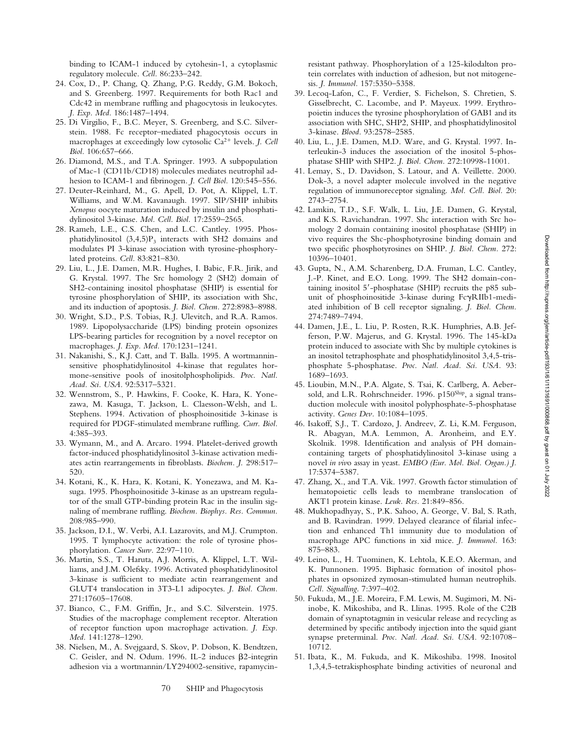binding to ICAM-1 induced by cytohesin-1, a cytoplasmic regulatory molecule. *Cell.* 86:233–242.

24. Cox, D., P. Chang, Q. Zhang, P.G. Reddy, G.M. Bokoch, and S. Greenberg. 1997. Requirements for both Rac1 and Cdc42 in membrane ruffling and phagocytosis in leukocytes. *J. Exp. Med.* 186:1487–1494.
25. Di Virgilio, F., B.C. Meyer, S. Greenberg, and S.C. Silverstein. 1988. Fc receptor–mediated phagocytosis occurs in macrophages at exceedingly low cytosolic $Ca^{2+}$ levels. *J. Cell Biol.* 106:657–666.
26. Diamond, M.S., and T.A. Springer. 1993. A subpopulation of Mac-1 (CD11b/CD18) molecules mediates neutrophil adhesion to ICAM-1 and fibrinogen. *J. Cell Biol.* 120:545–556.
27. Deuter-Reinhard, M., G. Apell, D. Pot, A. Klippel, L.T. Williams, and W.M. Kavanaugh. 1997. SIP/SHIP inhibits *Xenopus* oocyte maturation induced by insulin and phosphatidylinositol 3-kinase. *Mol. Cell. Biol.* 17:2559–2565.
28. Rameh, L.E., C.S. Chen, and L.C. Cantley. 1995. Phosphatidylinositol $(3,4,5)P_3$ interacts with SH2 domains and modulates PI 3-kinase association with tyrosine-phosphorylated proteins. *Cell.* 83:821–830.
29. Liu, L., J.E. Damen, M.R. Hughes, I. Babic, F.R. Jirik, and G. Krystal. 1997. The Src homology 2 (SH2) domain of SH2-containing inositol phosphatase (SHIP) is essential for tyrosine phosphorylation of SHIP, its association with Shc, and its induction of apoptosis. *J. Biol. Chem.* 272:8983–8988.
30. Wright, S.D., P.S. Tobias, R.J. Ulevitch, and R.A. Ramos. 1989. Lipopolysaccharide (LPS) binding protein opsonizes LPS-bearing particles for recognition by a novel receptor on macrophages. *J. Exp. Med.* 170:1231–1241.
31. Nakanishi, S., K.J. Catt, and T. Balla. 1995. A wortmannin-sensitive phosphatidylinositol 4-kinase that regulates hormone-sensitive pools of inositolphospholipids. *Proc. Natl. Acad. Sci. USA.* 92:5317–5321.
32. Wennstrom, S., P. Hawkins, F. Cooke, K. Hara, K. Yonezawa, M. Kasuga, T. Jackson, L. Claesson-Welsh, and L. Stephens. 1994. Activation of phosphoinositide 3-kinase is required for PDGF-stimulated membrane ruffling. *Curr. Biol.* 4:385–393.
33. Wymann, M., and A. Arcaro. 1994. Platelet-derived growth factor-induced phosphatidylinositol 3-kinase activation mediates actin rearrangements in fibroblasts. *Biochem. J.* 298:517–520.
34. Kotani, K., K. Hara, K. Kotani, K. Yonezawa, and M. Kasuga. 1995. Phosphoinositide 3-kinase as an upstream regulator of the small GTP-binding protein Rac in the insulin signaling of membrane ruffling. *Biochem. Biophys. Res. Commun.* 208:985–990.
35. Jackson, D.I., W. Verbi, A.I. Lazarovits, and M.J. Crumpton. 1995. T lymphocyte activation: the role of tyrosine phosphorylation. *Cancer Surv.* 22:97–110.
36. Martin, S.S., T. Haruta, A.J. Morris, A. Klippel, L.T. Williams, and J.M. Olefsky. 1996. Activated phosphatidylinositol 3-kinase is sufficient to mediate actin rearrangement and GLUT4 translocation in 3T3-L1 adipocytes. *J. Biol. Chem.* 271:17605–17608.
37. Bianco, C., F.M. Griffin, Jr., and S.C. Silverstein. 1975. Studies of the macrophage complement receptor. Alteration of receptor function upon macrophage activation. *J. Exp. Med.* 141:1278–1290.
38. Nielsen, M., A. Svejgaard, S. Skov, P. Dobson, K. Bendtzen, C. Geisler, and N. Odum. 1996. IL-2 induces β2-integrin adhesion via a wortmannin/LY294002-sensitive, rapamycin-resistant pathway. Phosphorylation of a 125-kilodalton protein correlates with induction of adhesion, but not mitogenesis. *J. Immunol.* 157:5350–5358.
39. Lecoq-Lafon, C., F. Verdier, S. Fichelson, S. Chretien, S. Gisselbrecht, C. Lacombe, and P. Mayeux. 1999. Erythropoietin induces the tyrosine phosphorylation of GAB1 and its association with SHC, SHP2, SHIP, and phosphatidylinositol 3-kinase. *Blood.* 93:2578–2585.
40. Liu, L., J.E. Damen, M.D. Ware, and G. Krystal. 1997. Interleukin-3 induces the association of the inositol 5-phosphatase SHIP with SHP2. *J. Biol. Chem.* 272:10998–11001.
41. Lemay, S., D. Davidson, S. Latour, and A. Veillette. 2000. Dok-3, a novel adapter molecule involved in the negative regulation of immunoreceptor signaling. *Mol. Cell. Biol.* 20: 2743–2754.
42. Lamkin, T.D., S.F. Walk, L. Liu, J.E. Damen, G. Krystal, and K.S. Ravichandran. 1997. Shc interaction with Src homology 2 domain containing inositol phosphatase (SHIP) in vivo requires the Shc-phosphotyrosine binding domain and two specific phosphotyrosines on SHIP. *J. Biol. Chem.* 272: 10396–10401.
43. Gupta, N., A.M. Scharenberg, D.A. Fruman, L.C. Cantley, J.-P. Kinet, and E.O. Long. 1999. The SH2 domain-containing inositol 5′-phosphatase (SHIP) recruits the p85 subunit of phosphoinositide 3-kinase during FcγRIIb1-mediated inhibition of B cell receptor signaling. *J. Biol. Chem.* 274:7489–7494.
44. Damen, J.E., L. Liu, P. Rosten, R.K. Humphries, A.B. Jefferson, P.W. Majerus, and G. Krystal. 1996. The 145-kDa protein induced to associate with Shc by multiple cytokines is an inositol tetraphosphate and phosphatidylinositol 3,4,5-trisphosphate 5-phosphatase. *Proc. Natl. Acad. Sci. USA.* 93: 1689–1693.
45. Lioubin, M.N., P.A. Algate, S. Tsai, K. Carlberg, A. Aebersold, and L.R. Rohrschneider. 1996. p150$^{Ship}$, a signal transduction molecule with inositol polyphosphate-5-phosphatase activity. *Genes Dev.* 10:1084–1095.
46. Isakoff, S.J., T. Cardozo, J. Andreev, Z. Li, K.M. Ferguson, R. Abagyan, M.A. Lemmon, A. Aronheim, and E.Y. Skolnik. 1998. Identification and analysis of PH domain-containing targets of phosphatidylinositol 3-kinase using a novel *in vivo* assay in yeast. *EMBO (Eur. Mol. Biol. Organ.) J.* 17:5374–5387.
47. Zhang, X., and T.A. Vik. 1997. Growth factor stimulation of hematopoietic cells leads to membrane translocation of AKT1 protein kinase. *Leuk. Res.* 21:849–856.
48. Mukhopadhyay, S., P.K. Sahoo, A. George, V. Bal, S. Rath, and B. Ravindran. 1999. Delayed clearance of filarial infection and enhanced Th1 immunity due to modulation of macrophage APC functions in xid mice. *J. Immunol.* 163: 875–883.
49. Leino, L., H. Tuominen, K. Lehtola, K.E.O. Akerman, and K. Punnonen. 1995. Biphasic formation of inositol phosphates in opsonized zymosan-stimulated human neutrophils. *Cell. Signalling.* 7:397–402.
50. Fukuda, M., J.E. Moreira, F.M. Lewis, M. Sugimori, M. Niinobe, K. Mikoshiba, and R. Llinas. 1995. Role of the C2B domain of synaptotagmin in vesicular release and recycling as determined by specific antibody injection into the squid giant synapse preterminal. *Proc. Natl. Acad. Sci. USA.* 92:10708–10712.
51. Ibata, K., M. Fukuda, and K. Mikoshiba. 1998. Inositol 1,3,4,5-tetrakisphosphate binding activities of neuronal and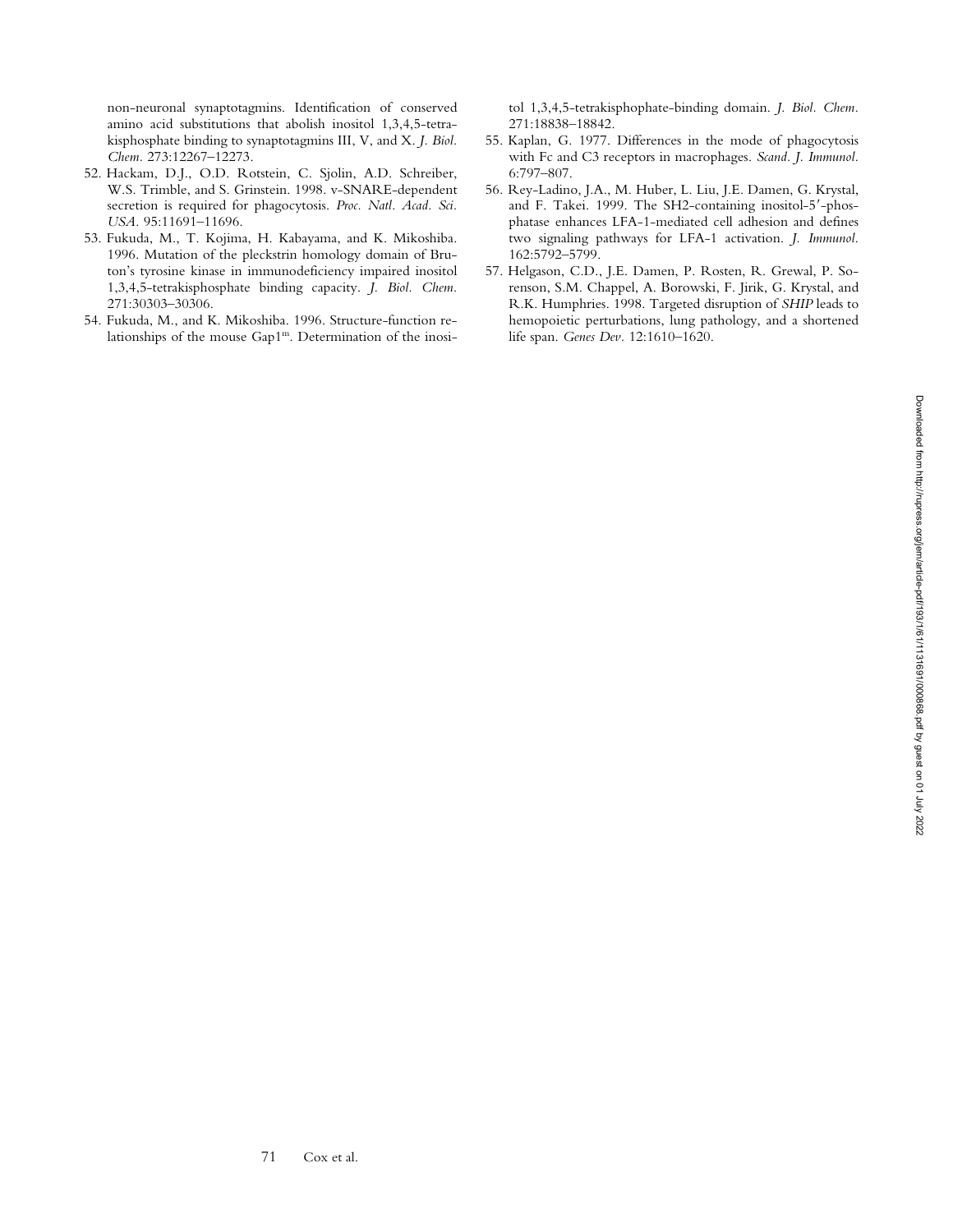non-neuronal synaptotagmins. Identification of conserved amino acid substitutions that abolish inositol 1,3,4,5-tetrakisphosphate binding to synaptotagmins III, V, and X. *J. Biol. Chem.* 273:12267–12273.

52. Hackam, D.J., O.D. Rotstein, C. Sjolin, A.D. Schreiber, W.S. Trimble, and S. Grinstein. 1998. v-SNARE-dependent secretion is required for phagocytosis. *Proc. Natl. Acad. Sci. USA.* 95:11691–11696.
53. Fukuda, M., T. Kojima, H. Kabayama, and K. Mikoshiba. 1996. Mutation of the pleckstrin homology domain of Bruton's tyrosine kinase in immunodeficiency impaired inositol 1,3,4,5-tetrakisphosphate binding capacity. *J. Biol. Chem.* 271:30303–30306.
54. Fukuda, M., and K. Mikoshiba. 1996. Structure-function relationships of the mouse Gap1$^{m}$. Determination of the inositol 1,3,4,5-tetrakisphophate-binding domain. *J. Biol. Chem.* 271:18838–18842.
55. Kaplan, G. 1977. Differences in the mode of phagocytosis with Fc and C3 receptors in macrophages. *Scand. J. Immunol.* 6:797–807.
56. Rey-Ladino, J.A., M. Huber, L. Liu, J.E. Damen, G. Krystal, and F. Takei. 1999. The SH2-containing inositol-5′-phosphatase enhances LFA-1-mediated cell adhesion and defines two signaling pathways for LFA-1 activation. *J. Immunol.* 162:5792–5799.
57. Helgason, C.D., J.E. Damen, P. Rosten, R. Grewal, P. Sorenson, S.M. Chappel, A. Borowski, F. Jirik, G. Krystal, and R.K. Humphries. 1998. Targeted disruption of *SHIP* leads to hemopoietic perturbations, lung pathology, and a shortened life span. *Genes Dev.* 12:1610–1620.